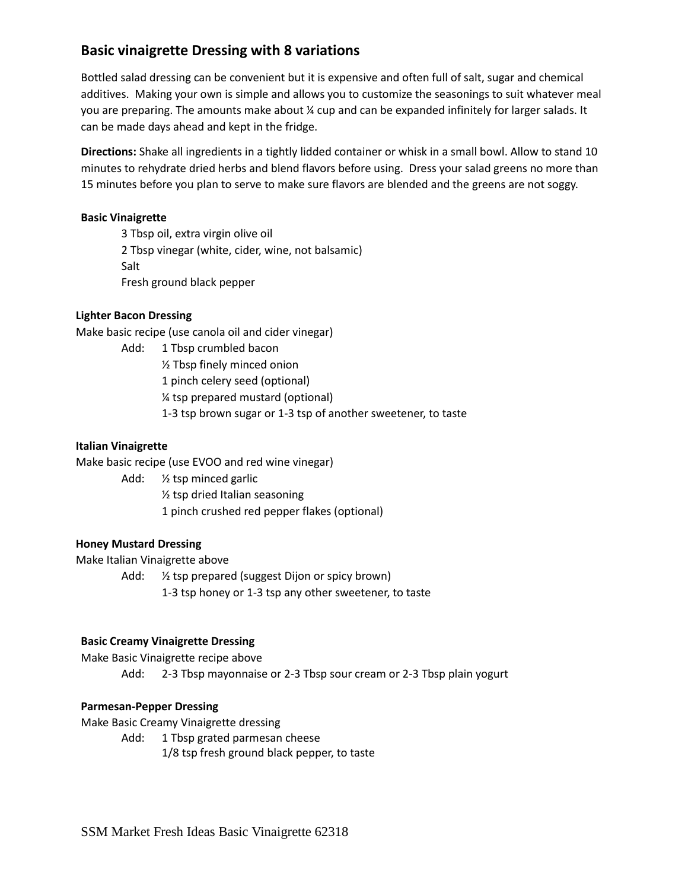## Basic vinaigrette Dressing with 8 variations

Bottled salad dressing can be convenient but it is expensive and often full of salt, sugar and chemical additives. Making your own is simple and allows you to customize the seasonings to suit whatever meal you are preparing. The amounts make about ¼ cup and can be expanded infinitely for larger salads. It can be made days ahead and kept in the fridge.

**Directions:** Shake all ingredients in a tightly lidded container or whisk in a small bowl. Allow to stand 10 minutes to rehydrate dried herbs and blend flavors before using. Dress your salad greens no more than 15 minutes before you plan to serve to make sure flavors are blended and the greens are not soggy.

**Basic Vinaigrette**

3 Tbsp oil, extra virgin olive oil
2 Tbsp vinegar (white, cider, wine, not balsamic)
Salt
Fresh ground black pepper

**Lighter Bacon Dressing**

Make basic recipe (use canola oil and cider vinegar)

Add:
- 1 Tbsp crumbled bacon
- ½ Tbsp finely minced onion
- 1 pinch celery seed (optional)
- ¼ tsp prepared mustard (optional)
- 1-3 tsp brown sugar or 1-3 tsp of another sweetener, to taste

**Italian Vinaigrette**

Make basic recipe (use EVOO and red wine vinegar)

Add:
- ½ tsp minced garlic
- ½ tsp dried Italian seasoning
- 1 pinch crushed red pepper flakes (optional)

**Honey Mustard Dressing**

Make Italian Vinaigrette above

Add:
- ½ tsp prepared (suggest Dijon or spicy brown)
- 1-3 tsp honey or 1-3 tsp any other sweetener, to taste

**Basic Creamy Vinaigrette Dressing**

Make Basic Vinaigrette recipe above

Add:
- 2-3 Tbsp mayonnaise or 2-3 Tbsp sour cream or 2-3 Tbsp plain yogurt

**Parmesan-Pepper Dressing**

Make Basic Creamy Vinaigrette dressing

Add:
- 1 Tbsp grated parmesan cheese
- 1/8 tsp fresh ground black pepper, to taste

SSM Market Fresh Ideas Basic Vinaigrette 62318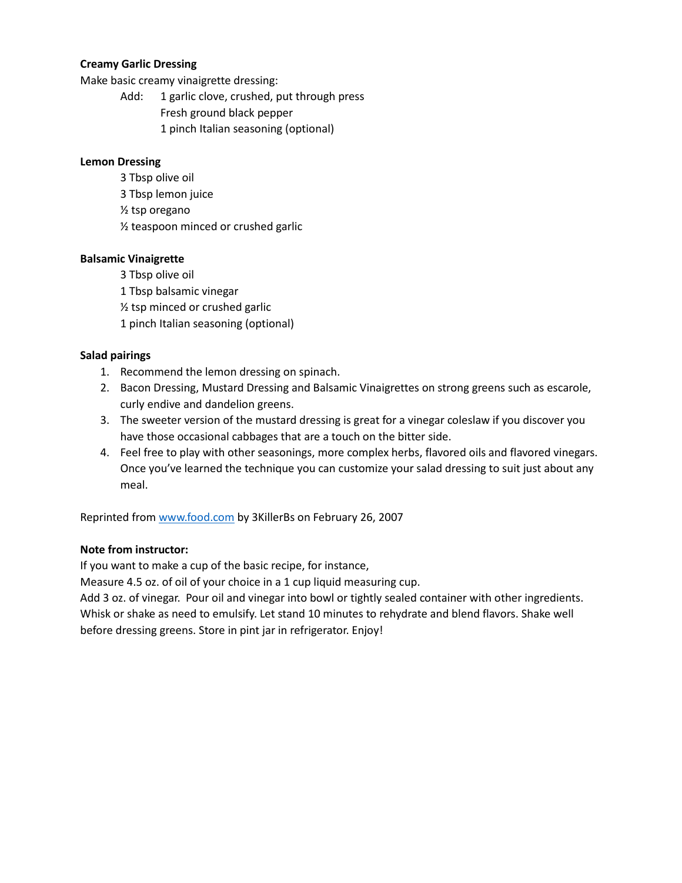**Creamy Garlic Dressing**

Make basic creamy vinaigrette dressing:

Add: 1 garlic clove, crushed, put through press
Fresh ground black pepper
1 pinch Italian seasoning (optional)

**Lemon Dressing**

3 Tbsp olive oil
3 Tbsp lemon juice
½ tsp oregano
½ teaspoon minced or crushed garlic

**Balsamic Vinaigrette**

3 Tbsp olive oil
1 Tbsp balsamic vinegar
½ tsp minced or crushed garlic
1 pinch Italian seasoning (optional)

**Salad pairings**

1. Recommend the lemon dressing on spinach.
2. Bacon Dressing, Mustard Dressing and Balsamic Vinaigrettes on strong greens such as escarole, curly endive and dandelion greens.
3. The sweeter version of the mustard dressing is great for a vinegar coleslaw if you discover you have those occasional cabbages that are a touch on the bitter side.
4. Feel free to play with other seasonings, more complex herbs, flavored oils and flavored vinegars. Once you've learned the technique you can customize your salad dressing to suit just about any meal.

Reprinted from www.food.com by 3KillerBs on February 26, 2007

**Note from instructor:**

If you want to make a cup of the basic recipe, for instance,
Measure 4.5 oz. of oil of your choice in a 1 cup liquid measuring cup.
Add 3 oz. of vinegar. Pour oil and vinegar into bowl or tightly sealed container with other ingredients. Whisk or shake as need to emulsify. Let stand 10 minutes to rehydrate and blend flavors. Shake well before dressing greens. Store in pint jar in refrigerator. Enjoy!